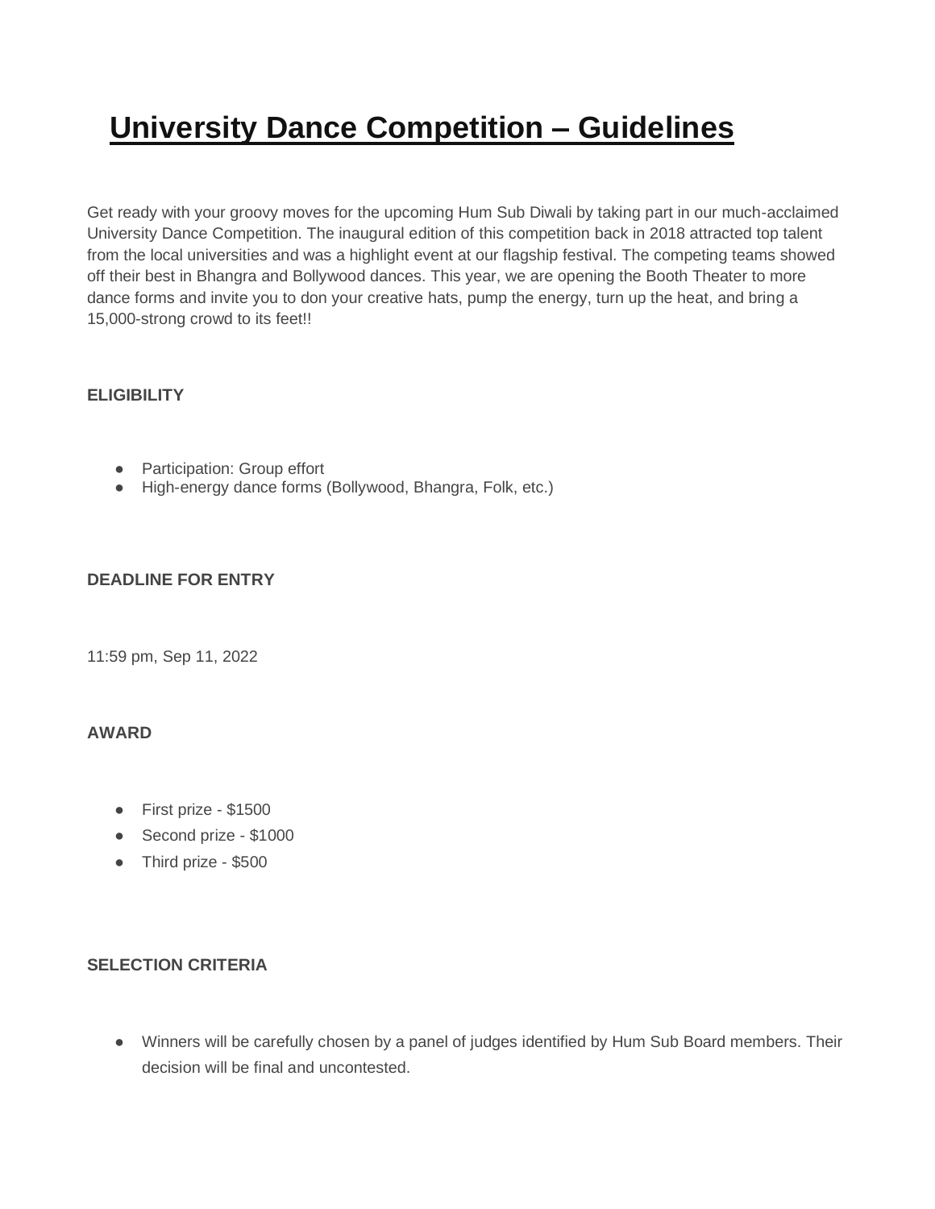# University Dance Competition – Guidelines

Get ready with your groovy moves for the upcoming Hum Sub Diwali by taking part in our much-acclaimed University Dance Competition. The inaugural edition of this competition back in 2018 attracted top talent from the local universities and was a highlight event at our flagship festival. The competing teams showed off their best in Bhangra and Bollywood dances. This year, we are opening the Booth Theater to more dance forms and invite you to don your creative hats, pump the energy, turn up the heat, and bring a 15,000-strong crowd to its feet!!

### ELIGIBILITY

- Participation: Group effort
- High-energy dance forms (Bollywood, Bhangra, Folk, etc.)

### DEADLINE FOR ENTRY

11:59 pm, Sep 11, 2022

### AWARD

- First prize - $1500
- Second prize - $1000
- Third prize - $500

### SELECTION CRITERIA

- Winners will be carefully chosen by a panel of judges identified by Hum Sub Board members. Their decision will be final and uncontested.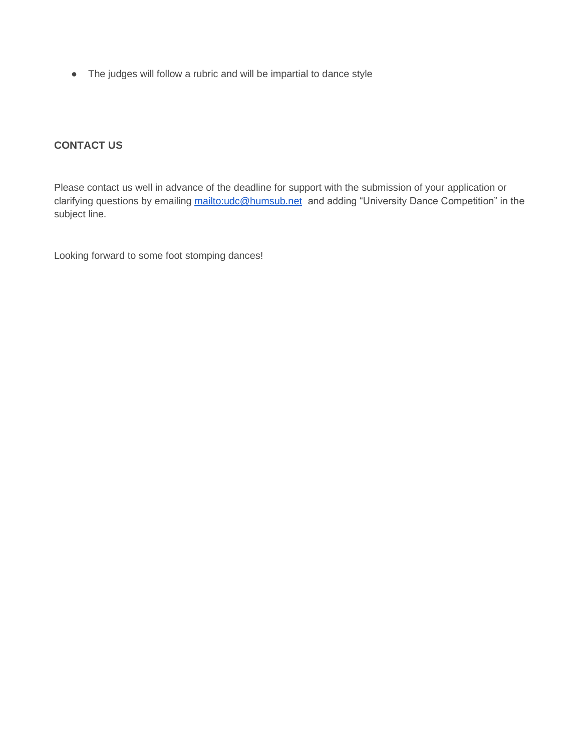- The judges will follow a rubric and will be impartial to dance style

**CONTACT US**

Please contact us well in advance of the deadline for support with the submission of your application or clarifying questions by emailing [mailto:udc@humsub.net](mailto:udc@humsub.net) and adding “University Dance Competition” in the subject line.

Looking forward to some foot stomping dances!